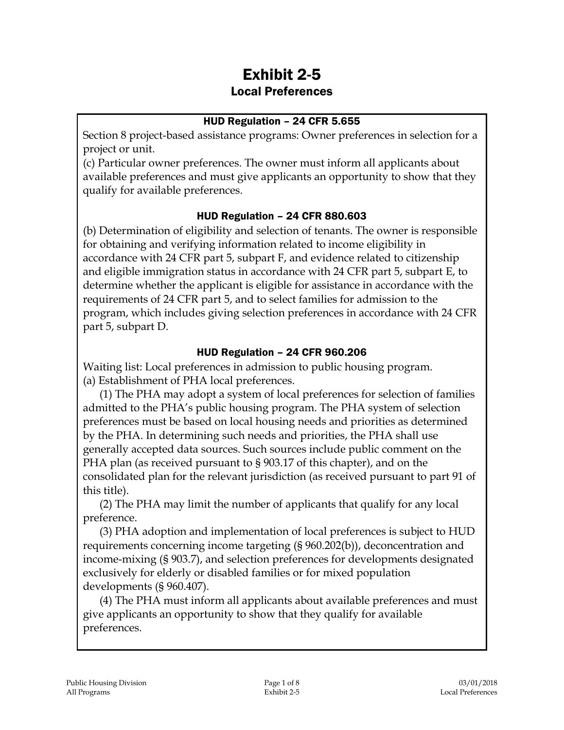# Exhibit 2-5

## Local Preferences

### HUD Regulation – 24 CFR 5.655

Section 8 project-based assistance programs: Owner preferences in selection for a project or unit.

(c) Particular owner preferences. The owner must inform all applicants about available preferences and must give applicants an opportunity to show that they qualify for available preferences.

### HUD Regulation – 24 CFR 880.603

(b) Determination of eligibility and selection of tenants. The owner is responsible for obtaining and verifying information related to income eligibility in accordance with 24 CFR part 5, subpart F, and evidence related to citizenship and eligible immigration status in accordance with 24 CFR part 5, subpart E, to determine whether the applicant is eligible for assistance in accordance with the requirements of 24 CFR part 5, and to select families for admission to the program, which includes giving selection preferences in accordance with 24 CFR part 5, subpart D.

### HUD Regulation – 24 CFR 960.206

Waiting list: Local preferences in admission to public housing program.

(a) Establishment of PHA local preferences.

(1) The PHA may adopt a system of local preferences for selection of families admitted to the PHA's public housing program. The PHA system of selection preferences must be based on local housing needs and priorities as determined by the PHA. In determining such needs and priorities, the PHA shall use generally accepted data sources. Such sources include public comment on the PHA plan (as received pursuant to § 903.17 of this chapter), and on the consolidated plan for the relevant jurisdiction (as received pursuant to part 91 of this title).

(2) The PHA may limit the number of applicants that qualify for any local preference.

(3) PHA adoption and implementation of local preferences is subject to HUD requirements concerning income targeting (§ 960.202(b)), deconcentration and income-mixing (§ 903.7), and selection preferences for developments designated exclusively for elderly or disabled families or for mixed population developments (§ 960.407).

(4) The PHA must inform all applicants about available preferences and must give applicants an opportunity to show that they qualify for available preferences.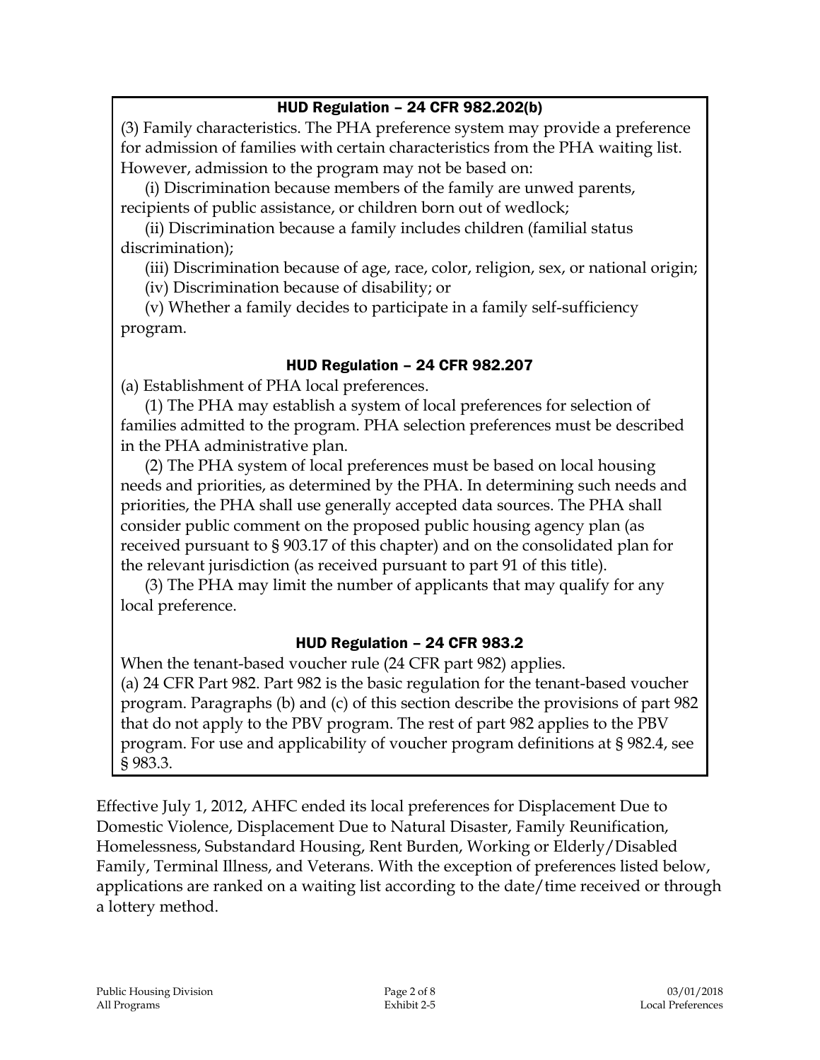### HUD Regulation – 24 CFR 982.202(b)

(3) Family characteristics. The PHA preference system may provide a preference for admission of families with certain characteristics from the PHA waiting list. However, admission to the program may not be based on:

(i) Discrimination because members of the family are unwed parents, recipients of public assistance, or children born out of wedlock;

(ii) Discrimination because a family includes children (familial status discrimination);

(iii) Discrimination because of age, race, color, religion, sex, or national origin;

(iv) Discrimination because of disability; or

(v) Whether a family decides to participate in a family self-sufficiency program.

### HUD Regulation – 24 CFR 982.207

(a) Establishment of PHA local preferences.

(1) The PHA may establish a system of local preferences for selection of families admitted to the program. PHA selection preferences must be described in the PHA administrative plan.

(2) The PHA system of local preferences must be based on local housing needs and priorities, as determined by the PHA. In determining such needs and priorities, the PHA shall use generally accepted data sources. The PHA shall consider public comment on the proposed public housing agency plan (as received pursuant to § 903.17 of this chapter) and on the consolidated plan for the relevant jurisdiction (as received pursuant to part 91 of this title).

(3) The PHA may limit the number of applicants that may qualify for any local preference.

### HUD Regulation – 24 CFR 983.2

When the tenant-based voucher rule (24 CFR part 982) applies.

(a) 24 CFR Part 982. Part 982 is the basic regulation for the tenant-based voucher program. Paragraphs (b) and (c) of this section describe the provisions of part 982 that do not apply to the PBV program. The rest of part 982 applies to the PBV program. For use and applicability of voucher program definitions at § 982.4, see § 983.3.

Effective July 1, 2012, AHFC ended its local preferences for Displacement Due to Domestic Violence, Displacement Due to Natural Disaster, Family Reunification, Homelessness, Substandard Housing, Rent Burden, Working or Elderly/Disabled Family, Terminal Illness, and Veterans. With the exception of preferences listed below, applications are ranked on a waiting list according to the date/time received or through a lottery method.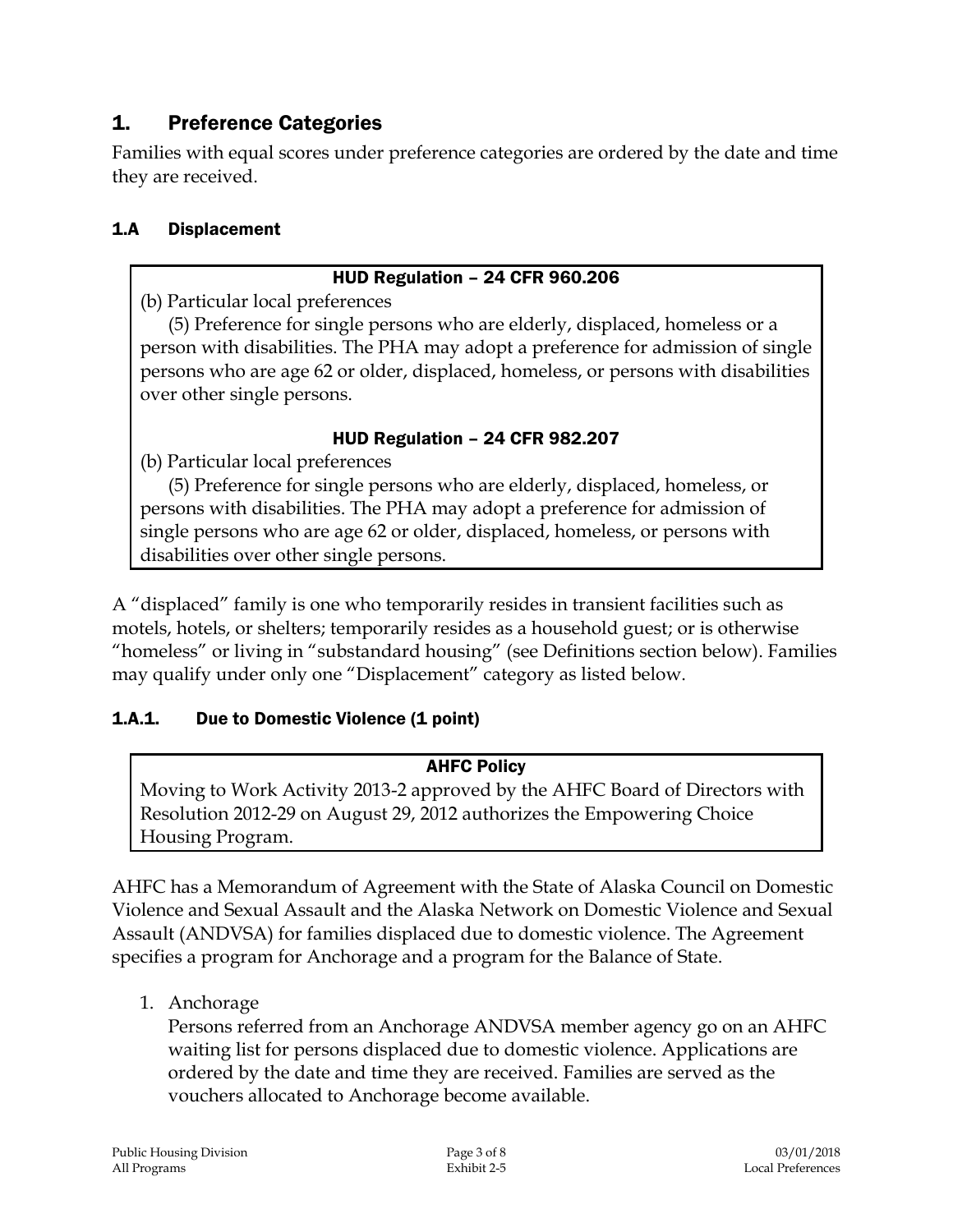## 1. Preference Categories

Families with equal scores under preference categories are ordered by the date and time they are received.

### 1.A Displacement

> **HUD Regulation – 24 CFR 960.206**
>
> (b) Particular local preferences
>
> (5) Preference for single persons who are elderly, displaced, homeless or a person with disabilities. The PHA may adopt a preference for admission of single persons who are age 62 or older, displaced, homeless, or persons with disabilities over other single persons.
>
> **HUD Regulation – 24 CFR 982.207**
>
> (b) Particular local preferences
>
> (5) Preference for single persons who are elderly, displaced, homeless, or persons with disabilities. The PHA may adopt a preference for admission of single persons who are age 62 or older, displaced, homeless, or persons with disabilities over other single persons.

A "displaced" family is one who temporarily resides in transient facilities such as motels, hotels, or shelters; temporarily resides as a household guest; or is otherwise "homeless" or living in "substandard housing" (see Definitions section below). Families may qualify under only one "Displacement" category as listed below.

#### 1.A.1. Due to Domestic Violence (1 point)

> **AHFC Policy**
>
> Moving to Work Activity 2013-2 approved by the AHFC Board of Directors with Resolution 2012-29 on August 29, 2012 authorizes the Empowering Choice Housing Program.

AHFC has a Memorandum of Agreement with the State of Alaska Council on Domestic Violence and Sexual Assault and the Alaska Network on Domestic Violence and Sexual Assault (ANDVSA) for families displaced due to domestic violence. The Agreement specifies a program for Anchorage and a program for the Balance of State.

1. Anchorage
   Persons referred from an Anchorage ANDVSA member agency go on an AHFC waiting list for persons displaced due to domestic violence. Applications are ordered by the date and time they are received. Families are served as the vouchers allocated to Anchorage become available.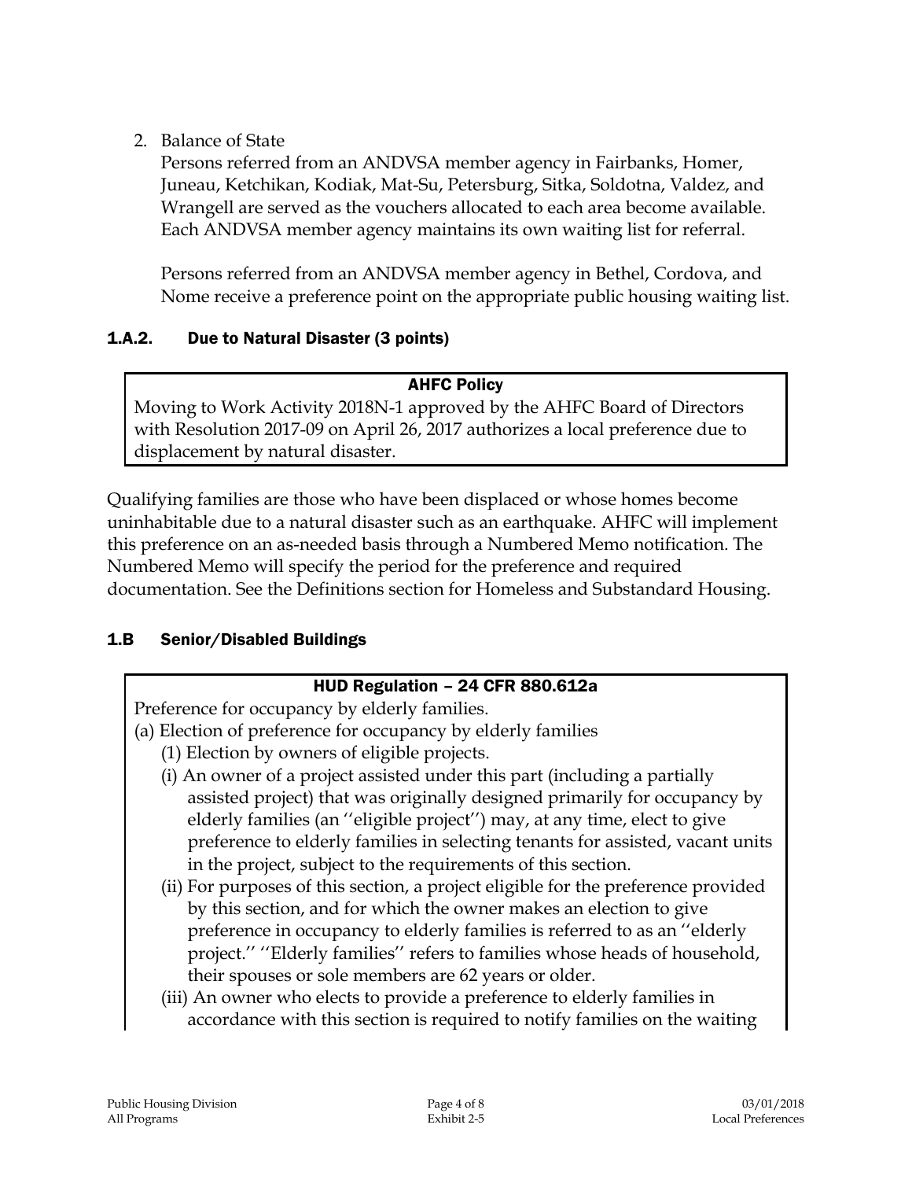2. Balance of State

   Persons referred from an ANDVSA member agency in Fairbanks, Homer, Juneau, Ketchikan, Kodiak, Mat-Su, Petersburg, Sitka, Soldotna, Valdez, and Wrangell are served as the vouchers allocated to each area become available. Each ANDVSA member agency maintains its own waiting list for referral.

   Persons referred from an ANDVSA member agency in Bethel, Cordova, and Nome receive a preference point on the appropriate public housing waiting list.

### 1.A.2. Due to Natural Disaster (3 points)

> **AHFC Policy**
>
> Moving to Work Activity 2018N-1 approved by the AHFC Board of Directors with Resolution 2017-09 on April 26, 2017 authorizes a local preference due to displacement by natural disaster.

Qualifying families are those who have been displaced or whose homes become uninhabitable due to a natural disaster such as an earthquake. AHFC will implement this preference on an as-needed basis through a Numbered Memo notification. The Numbered Memo will specify the period for the preference and required documentation. See the Definitions section for Homeless and Substandard Housing.

## 1.B Senior/Disabled Buildings

> **HUD Regulation – 24 CFR 880.612a**
>
> Preference for occupancy by elderly families.
>
> (a) Election of preference for occupancy by elderly families
>
> (1) Election by owners of eligible projects.
>
> (i) An owner of a project assisted under this part (including a partially assisted project) that was originally designed primarily for occupancy by elderly families (an ''eligible project'') may, at any time, elect to give preference to elderly families in selecting tenants for assisted, vacant units in the project, subject to the requirements of this section.
>
> (ii) For purposes of this section, a project eligible for the preference provided by this section, and for which the owner makes an election to give preference in occupancy to elderly families is referred to as an ''elderly project.'' ''Elderly families'' refers to families whose heads of household, their spouses or sole members are 62 years or older.
>
> (iii) An owner who elects to provide a preference to elderly families in accordance with this section is required to notify families on the waiting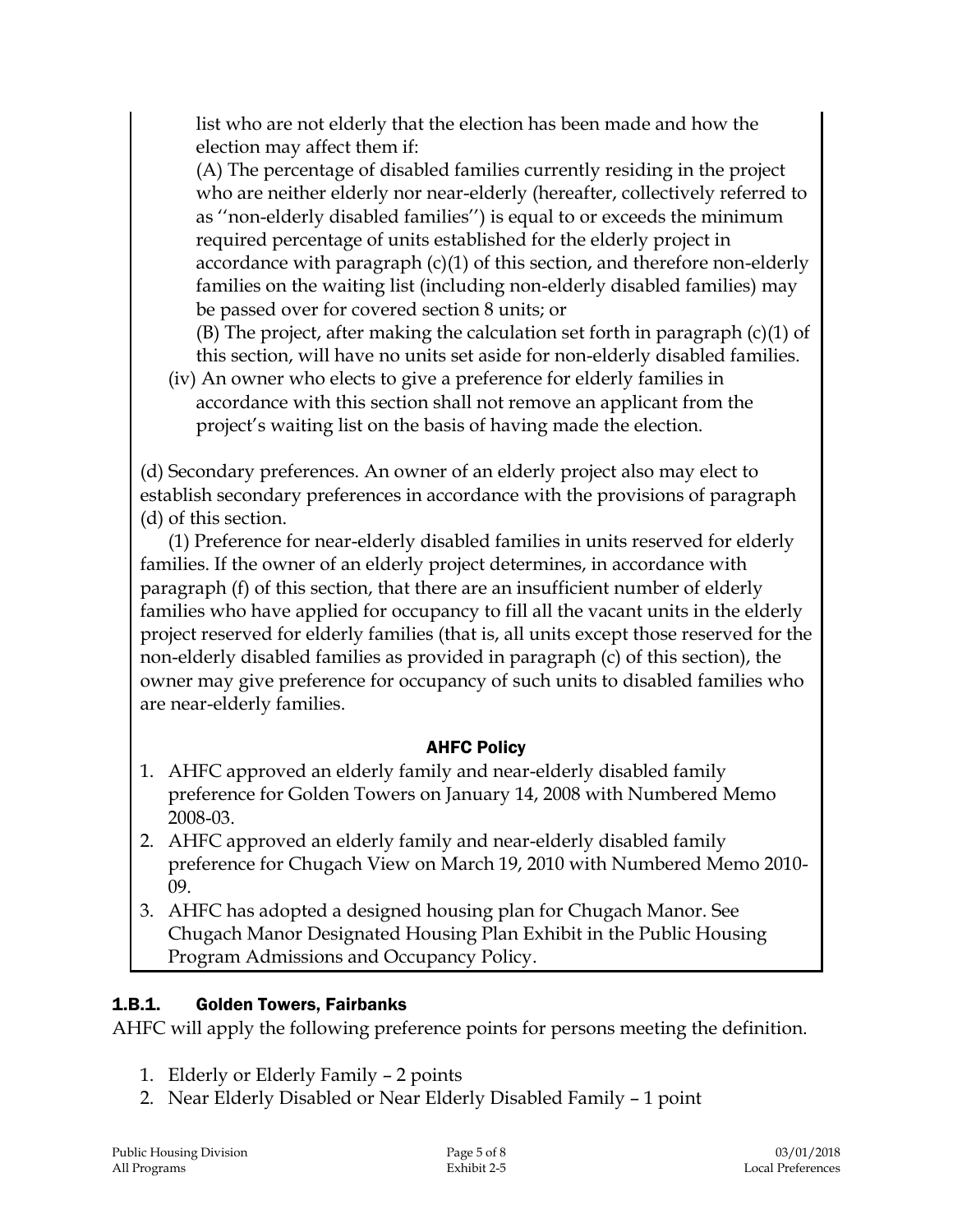list who are not elderly that the election has been made and how the election may affect them if:

(A) The percentage of disabled families currently residing in the project who are neither elderly nor near-elderly (hereafter, collectively referred to as ''non-elderly disabled families'') is equal to or exceeds the minimum required percentage of units established for the elderly project in accordance with paragraph (c)(1) of this section, and therefore non-elderly families on the waiting list (including non-elderly disabled families) may be passed over for covered section 8 units; or

(B) The project, after making the calculation set forth in paragraph (c)(1) of this section, will have no units set aside for non-elderly disabled families.

(iv) An owner who elects to give a preference for elderly families in accordance with this section shall not remove an applicant from the project's waiting list on the basis of having made the election.

(d) Secondary preferences. An owner of an elderly project also may elect to establish secondary preferences in accordance with the provisions of paragraph (d) of this section.

(1) Preference for near-elderly disabled families in units reserved for elderly families. If the owner of an elderly project determines, in accordance with paragraph (f) of this section, that there are an insufficient number of elderly families who have applied for occupancy to fill all the vacant units in the elderly project reserved for elderly families (that is, all units except those reserved for the non-elderly disabled families as provided in paragraph (c) of this section), the owner may give preference for occupancy of such units to disabled families who are near-elderly families.

**AHFC Policy**

1. AHFC approved an elderly family and near-elderly disabled family preference for Golden Towers on January 14, 2008 with Numbered Memo 2008-03.
2. AHFC approved an elderly family and near-elderly disabled family preference for Chugach View on March 19, 2010 with Numbered Memo 2010-09.
3. AHFC has adopted a designed housing plan for Chugach Manor. See Chugach Manor Designated Housing Plan Exhibit in the Public Housing Program Admissions and Occupancy Policy.

### 1.B.1. Golden Towers, Fairbanks

AHFC will apply the following preference points for persons meeting the definition.

1. Elderly or Elderly Family – 2 points
2. Near Elderly Disabled or Near Elderly Disabled Family – 1 point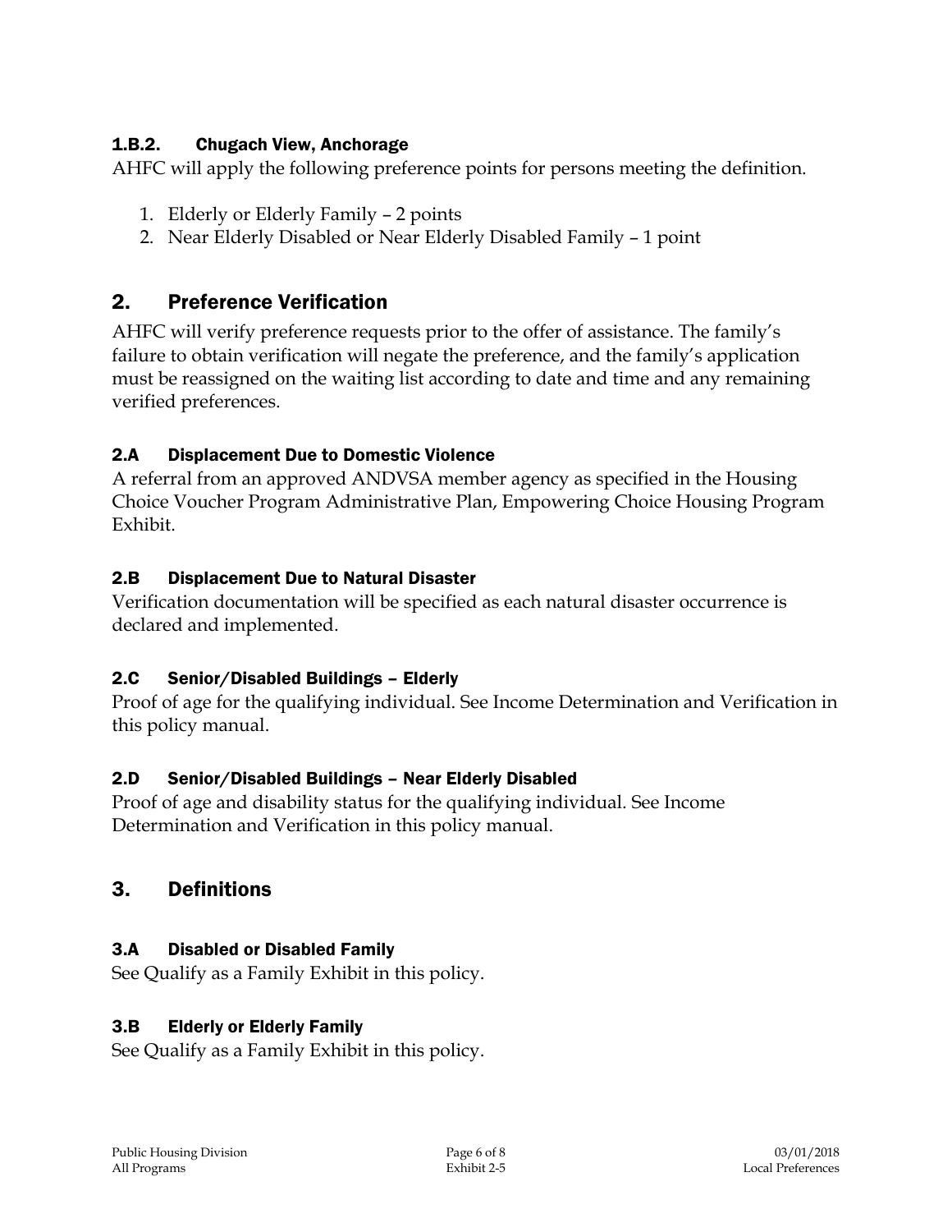#### 1.B.2. Chugach View, Anchorage

AHFC will apply the following preference points for persons meeting the definition.

1. Elderly or Elderly Family – 2 points
2. Near Elderly Disabled or Near Elderly Disabled Family – 1 point

## 2. Preference Verification

AHFC will verify preference requests prior to the offer of assistance. The family's failure to obtain verification will negate the preference, and the family's application must be reassigned on the waiting list according to date and time and any remaining verified preferences.

### 2.A Displacement Due to Domestic Violence

A referral from an approved ANDVSA member agency as specified in the Housing Choice Voucher Program Administrative Plan, Empowering Choice Housing Program Exhibit.

### 2.B Displacement Due to Natural Disaster

Verification documentation will be specified as each natural disaster occurrence is declared and implemented.

### 2.C Senior/Disabled Buildings – Elderly

Proof of age for the qualifying individual. See Income Determination and Verification in this policy manual.

### 2.D Senior/Disabled Buildings – Near Elderly Disabled

Proof of age and disability status for the qualifying individual. See Income Determination and Verification in this policy manual.

## 3. Definitions

### 3.A Disabled or Disabled Family

See Qualify as a Family Exhibit in this policy.

### 3.B Elderly or Elderly Family

See Qualify as a Family Exhibit in this policy.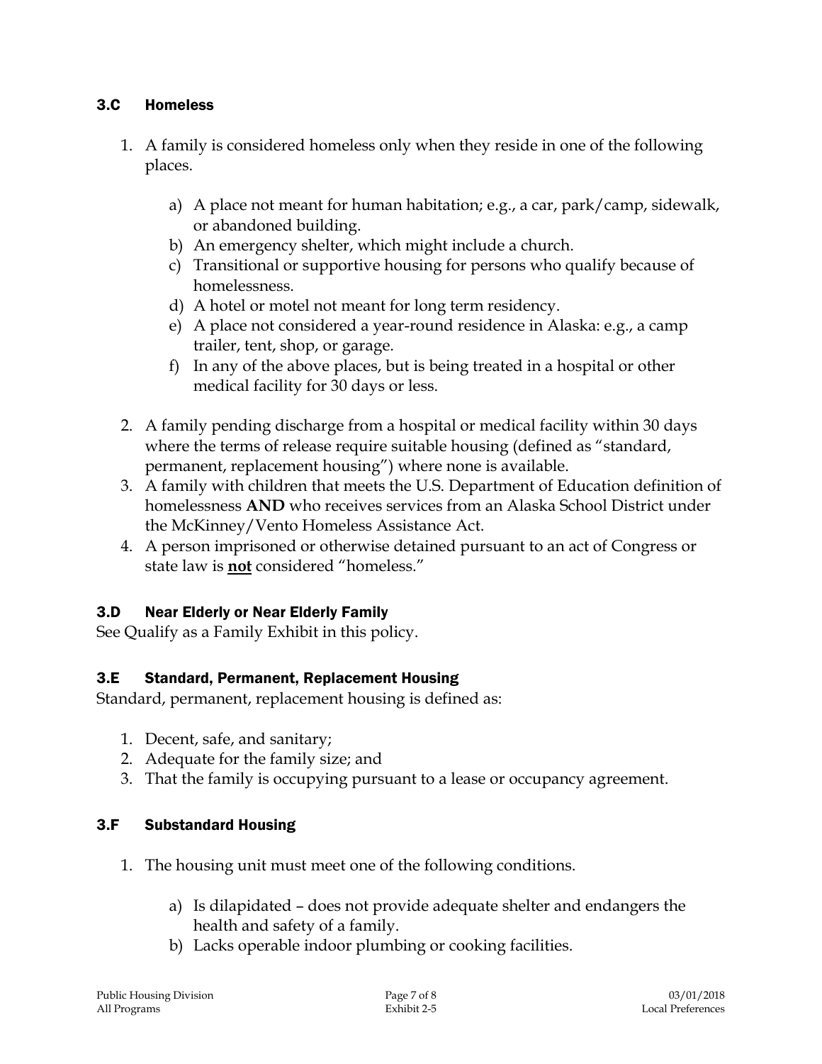### 3.C Homeless

1. A family is considered homeless only when they reside in one of the following places.

    a) A place not meant for human habitation; e.g., a car, park/camp, sidewalk, or abandoned building.
    b) An emergency shelter, which might include a church.
    c) Transitional or supportive housing for persons who qualify because of homelessness.
    d) A hotel or motel not meant for long term residency.
    e) A place not considered a year-round residence in Alaska: e.g., a camp trailer, tent, shop, or garage.
    f) In any of the above places, but is being treated in a hospital or other medical facility for 30 days or less.

2. A family pending discharge from a hospital or medical facility within 30 days where the terms of release require suitable housing (defined as "standard, permanent, replacement housing") where none is available.
3. A family with children that meets the U.S. Department of Education definition of homelessness **AND** who receives services from an Alaska School District under the McKinney/Vento Homeless Assistance Act.
4. A person imprisoned or otherwise detained pursuant to an act of Congress or state law is **not** considered "homeless."

### 3.D Near Elderly or Near Elderly Family

See Qualify as a Family Exhibit in this policy.

### 3.E Standard, Permanent, Replacement Housing

Standard, permanent, replacement housing is defined as:

1. Decent, safe, and sanitary;
2. Adequate for the family size; and
3. That the family is occupying pursuant to a lease or occupancy agreement.

### 3.F Substandard Housing

1. The housing unit must meet one of the following conditions.

    a) Is dilapidated – does not provide adequate shelter and endangers the health and safety of a family.
    b) Lacks operable indoor plumbing or cooking facilities.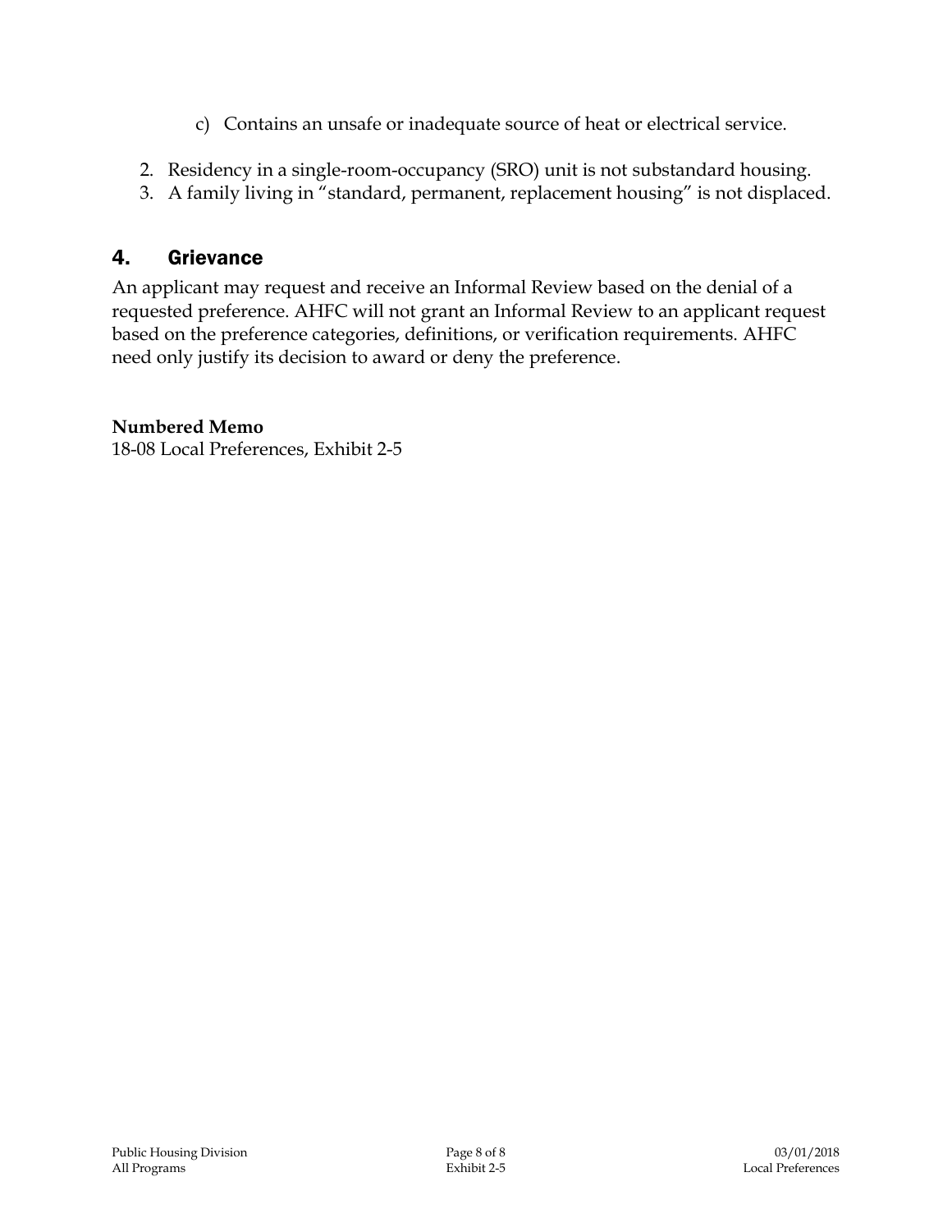c) Contains an unsafe or inadequate source of heat or electrical service.

2. Residency in a single-room-occupancy (SRO) unit is not substandard housing.
3. A family living in "standard, permanent, replacement housing" is not displaced.

## 4. Grievance

An applicant may request and receive an Informal Review based on the denial of a requested preference. AHFC will not grant an Informal Review to an applicant request based on the preference categories, definitions, or verification requirements. AHFC need only justify its decision to award or deny the preference.

**Numbered Memo**
18-08 Local Preferences, Exhibit 2-5